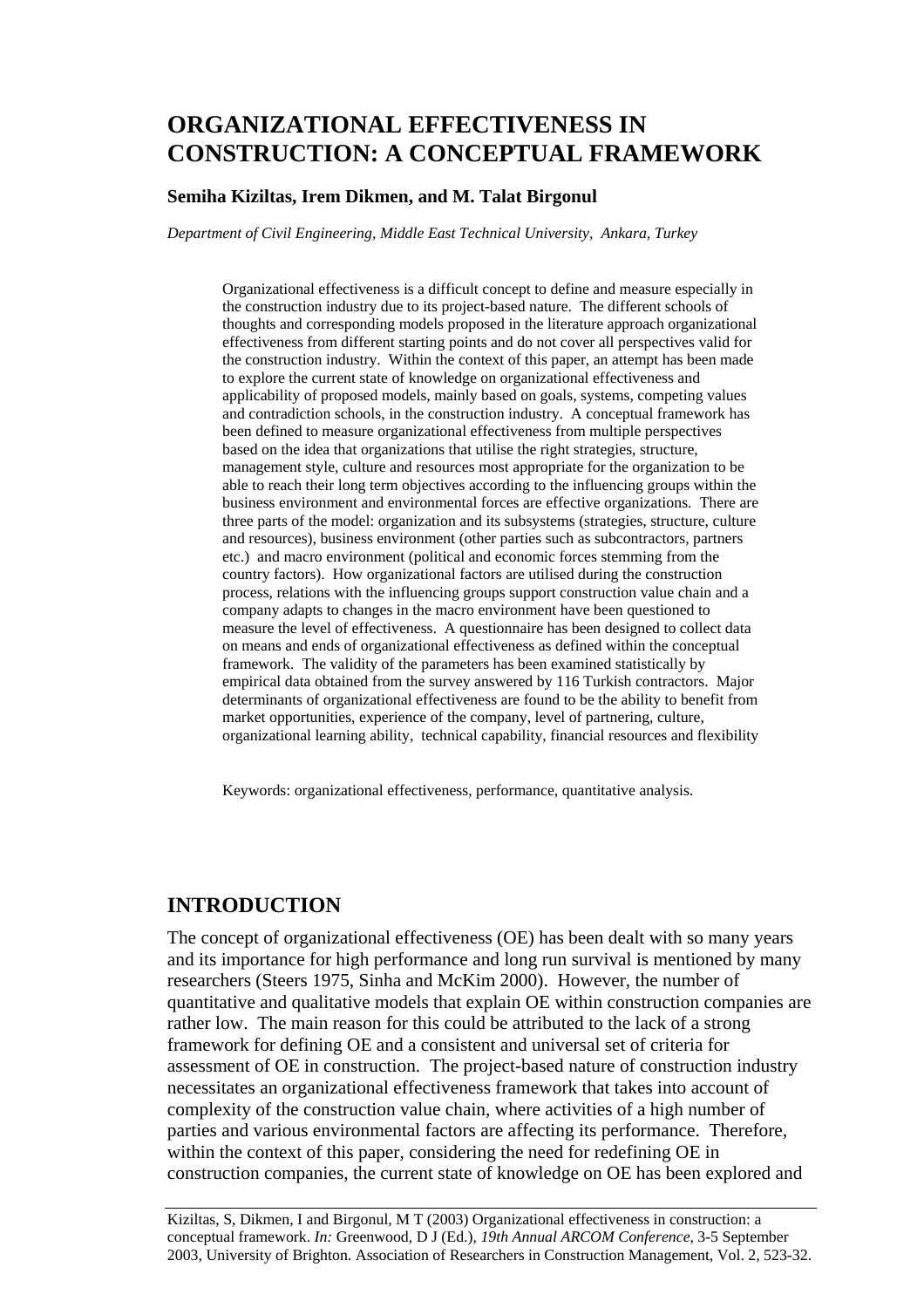# ORGANIZATIONAL EFFECTIVENESS IN CONSTRUCTION: A CONCEPTUAL FRAMEWORK

**Semiha Kiziltas, Irem Dikmen, and M. Talat Birgonul**

*Department of Civil Engineering, Middle East Technical University, Ankara, Turkey*

Organizational effectiveness is a difficult concept to define and measure especially in the construction industry due to its project-based nature. The different schools of thoughts and corresponding models proposed in the literature approach organizational effectiveness from different starting points and do not cover all perspectives valid for the construction industry. Within the context of this paper, an attempt has been made to explore the current state of knowledge on organizational effectiveness and applicability of proposed models, mainly based on goals, systems, competing values and contradiction schools, in the construction industry. A conceptual framework has been defined to measure organizational effectiveness from multiple perspectives based on the idea that organizations that utilise the right strategies, structure, management style, culture and resources most appropriate for the organization to be able to reach their long term objectives according to the influencing groups within the business environment and environmental forces are effective organizations. There are three parts of the model: organization and its subsystems (strategies, structure, culture and resources), business environment (other parties such as subcontractors, partners etc.) and macro environment (political and economic forces stemming from the country factors). How organizational factors are utilised during the construction process, relations with the influencing groups support construction value chain and a company adapts to changes in the macro environment have been questioned to measure the level of effectiveness. A questionnaire has been designed to collect data on means and ends of organizational effectiveness as defined within the conceptual framework. The validity of the parameters has been examined statistically by empirical data obtained from the survey answered by 116 Turkish contractors. Major determinants of organizational effectiveness are found to be the ability to benefit from market opportunities, experience of the company, level of partnering, culture, organizational learning ability, technical capability, financial resources and flexibility

Keywords: organizational effectiveness, performance, quantitative analysis.

## INTRODUCTION

The concept of organizational effectiveness (OE) has been dealt with so many years and its importance for high performance and long run survival is mentioned by many researchers (Steers 1975, Sinha and McKim 2000). However, the number of quantitative and qualitative models that explain OE within construction companies are rather low. The main reason for this could be attributed to the lack of a strong framework for defining OE and a consistent and universal set of criteria for assessment of OE in construction. The project-based nature of construction industry necessitates an organizational effectiveness framework that takes into account of complexity of the construction value chain, where activities of a high number of parties and various environmental factors are affecting its performance. Therefore, within the context of this paper, considering the need for redefining OE in construction companies, the current state of knowledge on OE has been explored and

Kiziltas, S, Dikmen, I and Birgonul, M T (2003) Organizational effectiveness in construction: a conceptual framework. *In:* Greenwood, D J (Ed.), *19th Annual ARCOM Conference*, 3-5 September 2003, University of Brighton. Association of Researchers in Construction Management, Vol. 2, 523-32.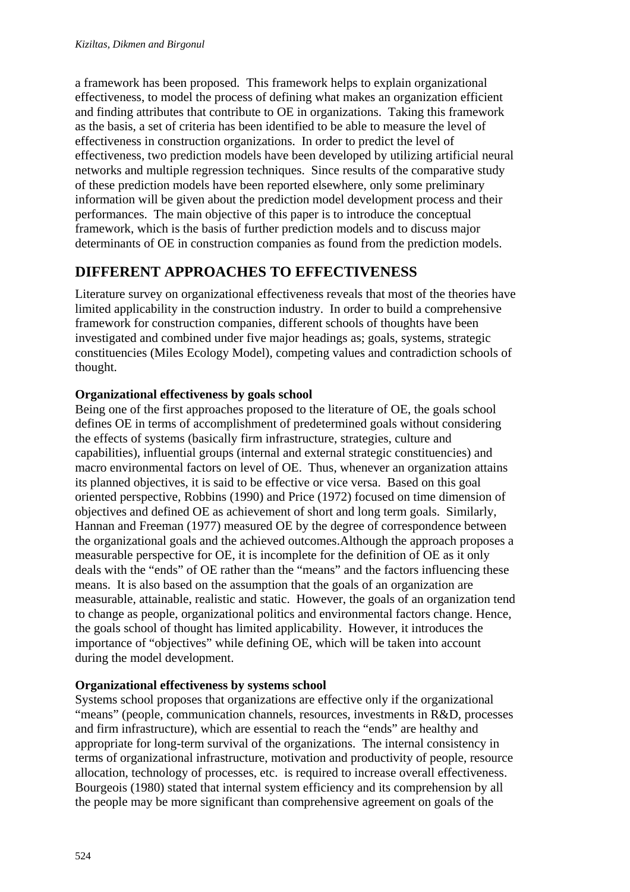a framework has been proposed. This framework helps to explain organizational effectiveness, to model the process of defining what makes an organization efficient and finding attributes that contribute to OE in organizations. Taking this framework as the basis, a set of criteria has been identified to be able to measure the level of effectiveness in construction organizations. In order to predict the level of effectiveness, two prediction models have been developed by utilizing artificial neural networks and multiple regression techniques. Since results of the comparative study of these prediction models have been reported elsewhere, only some preliminary information will be given about the prediction model development process and their performances. The main objective of this paper is to introduce the conceptual framework, which is the basis of further prediction models and to discuss major determinants of OE in construction companies as found from the prediction models.

## DIFFERENT APPROACHES TO EFFECTIVENESS

Literature survey on organizational effectiveness reveals that most of the theories have limited applicability in the construction industry. In order to build a comprehensive framework for construction companies, different schools of thoughts have been investigated and combined under five major headings as; goals, systems, strategic constituencies (Miles Ecology Model), competing values and contradiction schools of thought.

### Organizational effectiveness by goals school

Being one of the first approaches proposed to the literature of OE, the goals school defines OE in terms of accomplishment of predetermined goals without considering the effects of systems (basically firm infrastructure, strategies, culture and capabilities), influential groups (internal and external strategic constituencies) and macro environmental factors on level of OE. Thus, whenever an organization attains its planned objectives, it is said to be effective or vice versa. Based on this goal oriented perspective, Robbins (1990) and Price (1972) focused on time dimension of objectives and defined OE as achievement of short and long term goals. Similarly, Hannan and Freeman (1977) measured OE by the degree of correspondence between the organizational goals and the achieved outcomes.Although the approach proposes a measurable perspective for OE, it is incomplete for the definition of OE as it only deals with the "ends" of OE rather than the "means" and the factors influencing these means. It is also based on the assumption that the goals of an organization are measurable, attainable, realistic and static. However, the goals of an organization tend to change as people, organizational politics and environmental factors change. Hence, the goals school of thought has limited applicability. However, it introduces the importance of "objectives" while defining OE, which will be taken into account during the model development.

### Organizational effectiveness by systems school

Systems school proposes that organizations are effective only if the organizational "means" (people, communication channels, resources, investments in R&D, processes and firm infrastructure), which are essential to reach the "ends" are healthy and appropriate for long-term survival of the organizations. The internal consistency in terms of organizational infrastructure, motivation and productivity of people, resource allocation, technology of processes, etc. is required to increase overall effectiveness. Bourgeois (1980) stated that internal system efficiency and its comprehension by all the people may be more significant than comprehensive agreement on goals of the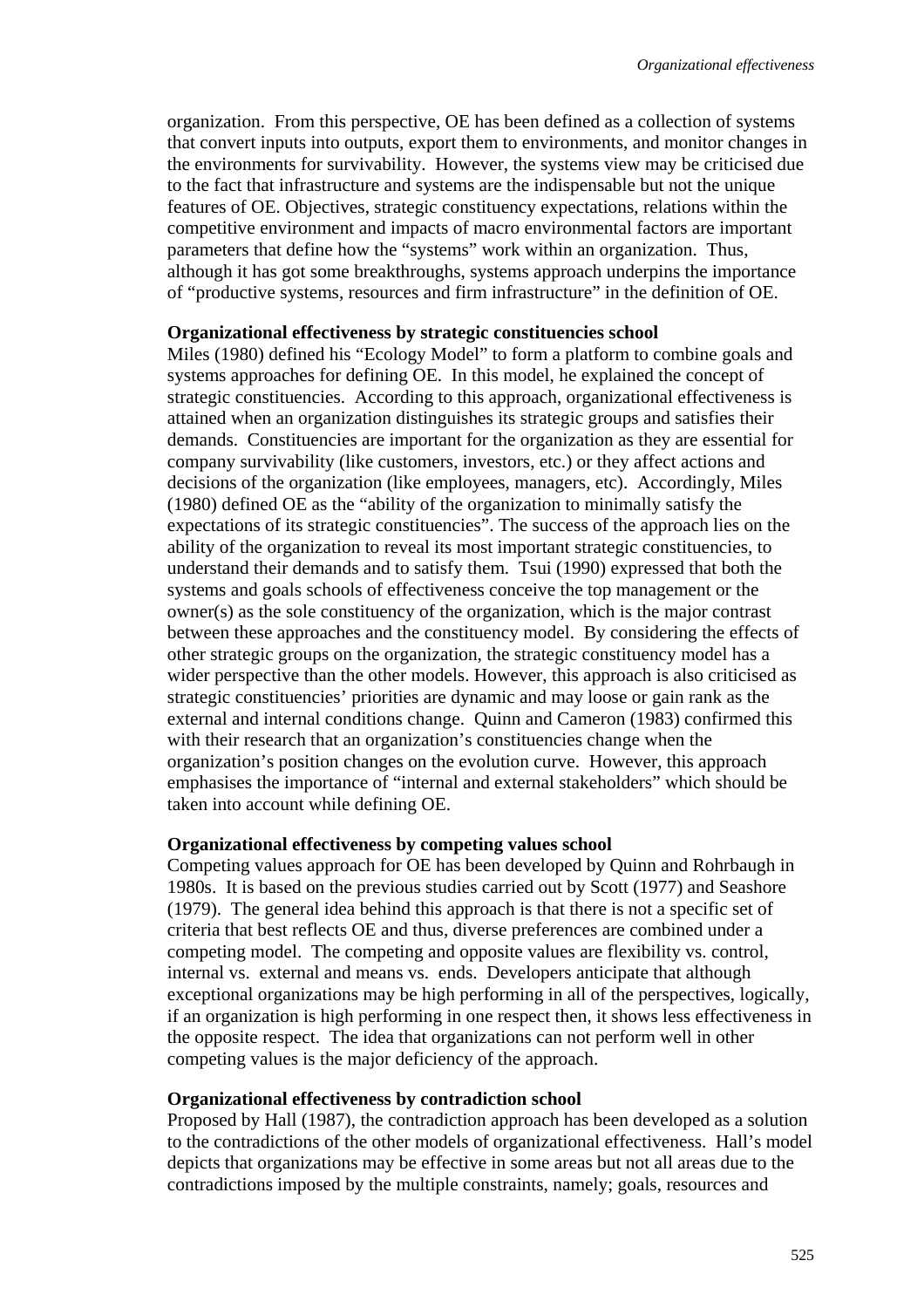organization. From this perspective, OE has been defined as a collection of systems that convert inputs into outputs, export them to environments, and monitor changes in the environments for survivability. However, the systems view may be criticised due to the fact that infrastructure and systems are the indispensable but not the unique features of OE. Objectives, strategic constituency expectations, relations within the competitive environment and impacts of macro environmental factors are important parameters that define how the "systems" work within an organization. Thus, although it has got some breakthroughs, systems approach underpins the importance of "productive systems, resources and firm infrastructure" in the definition of OE.

**Organizational effectiveness by strategic constituencies school**

Miles (1980) defined his "Ecology Model" to form a platform to combine goals and systems approaches for defining OE. In this model, he explained the concept of strategic constituencies. According to this approach, organizational effectiveness is attained when an organization distinguishes its strategic groups and satisfies their demands. Constituencies are important for the organization as they are essential for company survivability (like customers, investors, etc.) or they affect actions and decisions of the organization (like employees, managers, etc). Accordingly, Miles (1980) defined OE as the "ability of the organization to minimally satisfy the expectations of its strategic constituencies". The success of the approach lies on the ability of the organization to reveal its most important strategic constituencies, to understand their demands and to satisfy them. Tsui (1990) expressed that both the systems and goals schools of effectiveness conceive the top management or the owner(s) as the sole constituency of the organization, which is the major contrast between these approaches and the constituency model. By considering the effects of other strategic groups on the organization, the strategic constituency model has a wider perspective than the other models. However, this approach is also criticised as strategic constituencies' priorities are dynamic and may loose or gain rank as the external and internal conditions change. Quinn and Cameron (1983) confirmed this with their research that an organization's constituencies change when the organization's position changes on the evolution curve. However, this approach emphasises the importance of "internal and external stakeholders" which should be taken into account while defining OE.

**Organizational effectiveness by competing values school**

Competing values approach for OE has been developed by Quinn and Rohrbaugh in 1980s. It is based on the previous studies carried out by Scott (1977) and Seashore (1979). The general idea behind this approach is that there is not a specific set of criteria that best reflects OE and thus, diverse preferences are combined under a competing model. The competing and opposite values are flexibility vs. control, internal vs. external and means vs. ends. Developers anticipate that although exceptional organizations may be high performing in all of the perspectives, logically, if an organization is high performing in one respect then, it shows less effectiveness in the opposite respect. The idea that organizations can not perform well in other competing values is the major deficiency of the approach.

**Organizational effectiveness by contradiction school**

Proposed by Hall (1987), the contradiction approach has been developed as a solution to the contradictions of the other models of organizational effectiveness. Hall's model depicts that organizations may be effective in some areas but not all areas due to the contradictions imposed by the multiple constraints, namely; goals, resources and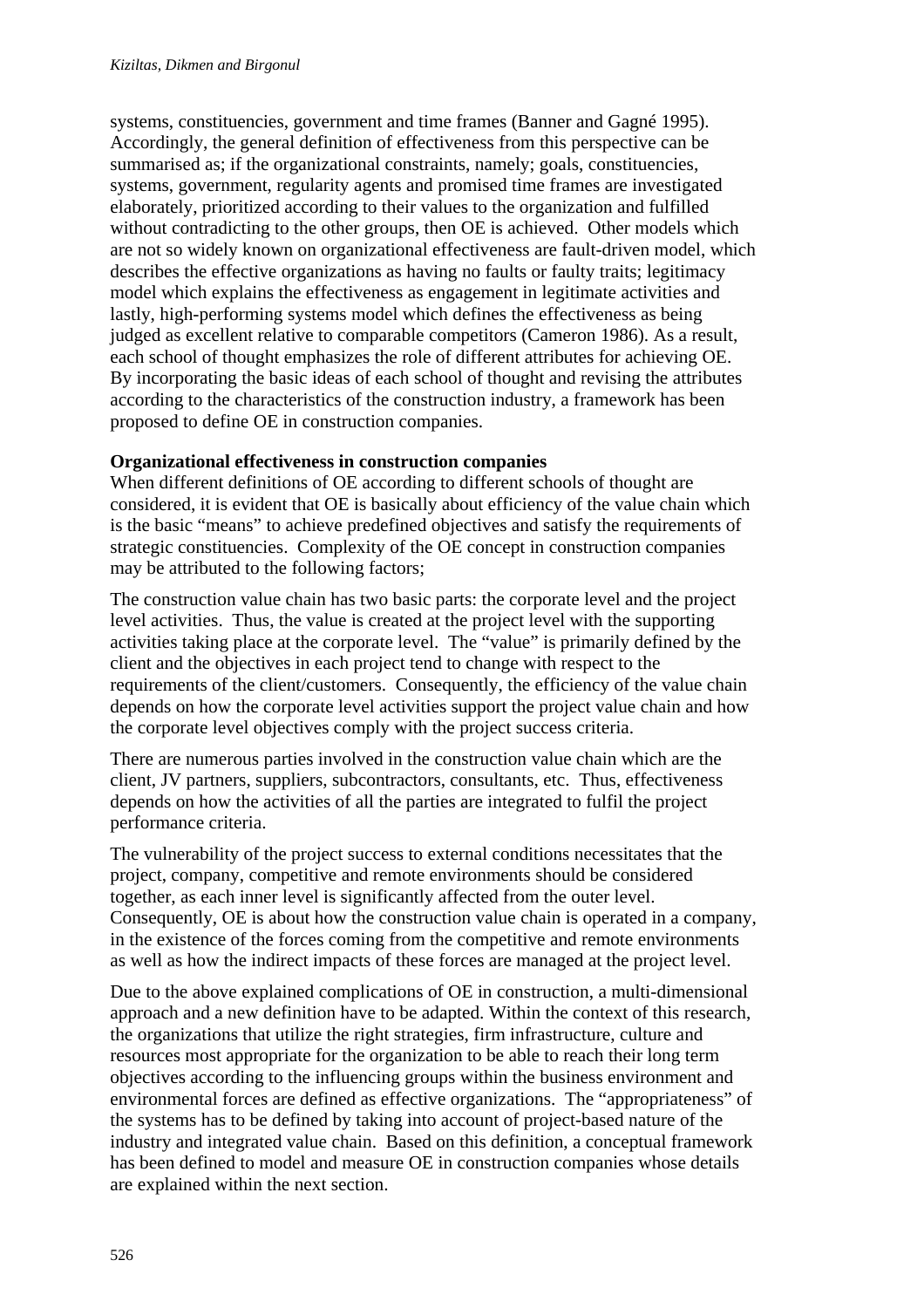systems, constituencies, government and time frames (Banner and Gagné 1995). Accordingly, the general definition of effectiveness from this perspective can be summarised as; if the organizational constraints, namely; goals, constituencies, systems, government, regularity agents and promised time frames are investigated elaborately, prioritized according to their values to the organization and fulfilled without contradicting to the other groups, then OE is achieved. Other models which are not so widely known on organizational effectiveness are fault-driven model, which describes the effective organizations as having no faults or faulty traits; legitimacy model which explains the effectiveness as engagement in legitimate activities and lastly, high-performing systems model which defines the effectiveness as being judged as excellent relative to comparable competitors (Cameron 1986). As a result, each school of thought emphasizes the role of different attributes for achieving OE. By incorporating the basic ideas of each school of thought and revising the attributes according to the characteristics of the construction industry, a framework has been proposed to define OE in construction companies.

**Organizational effectiveness in construction companies**

When different definitions of OE according to different schools of thought are considered, it is evident that OE is basically about efficiency of the value chain which is the basic "means" to achieve predefined objectives and satisfy the requirements of strategic constituencies. Complexity of the OE concept in construction companies may be attributed to the following factors;

The construction value chain has two basic parts: the corporate level and the project level activities. Thus, the value is created at the project level with the supporting activities taking place at the corporate level. The "value" is primarily defined by the client and the objectives in each project tend to change with respect to the requirements of the client/customers. Consequently, the efficiency of the value chain depends on how the corporate level activities support the project value chain and how the corporate level objectives comply with the project success criteria.

There are numerous parties involved in the construction value chain which are the client, JV partners, suppliers, subcontractors, consultants, etc. Thus, effectiveness depends on how the activities of all the parties are integrated to fulfil the project performance criteria.

The vulnerability of the project success to external conditions necessitates that the project, company, competitive and remote environments should be considered together, as each inner level is significantly affected from the outer level. Consequently, OE is about how the construction value chain is operated in a company, in the existence of the forces coming from the competitive and remote environments as well as how the indirect impacts of these forces are managed at the project level.

Due to the above explained complications of OE in construction, a multi-dimensional approach and a new definition have to be adapted. Within the context of this research, the organizations that utilize the right strategies, firm infrastructure, culture and resources most appropriate for the organization to be able to reach their long term objectives according to the influencing groups within the business environment and environmental forces are defined as effective organizations. The "appropriateness" of the systems has to be defined by taking into account of project-based nature of the industry and integrated value chain. Based on this definition, a conceptual framework has been defined to model and measure OE in construction companies whose details are explained within the next section.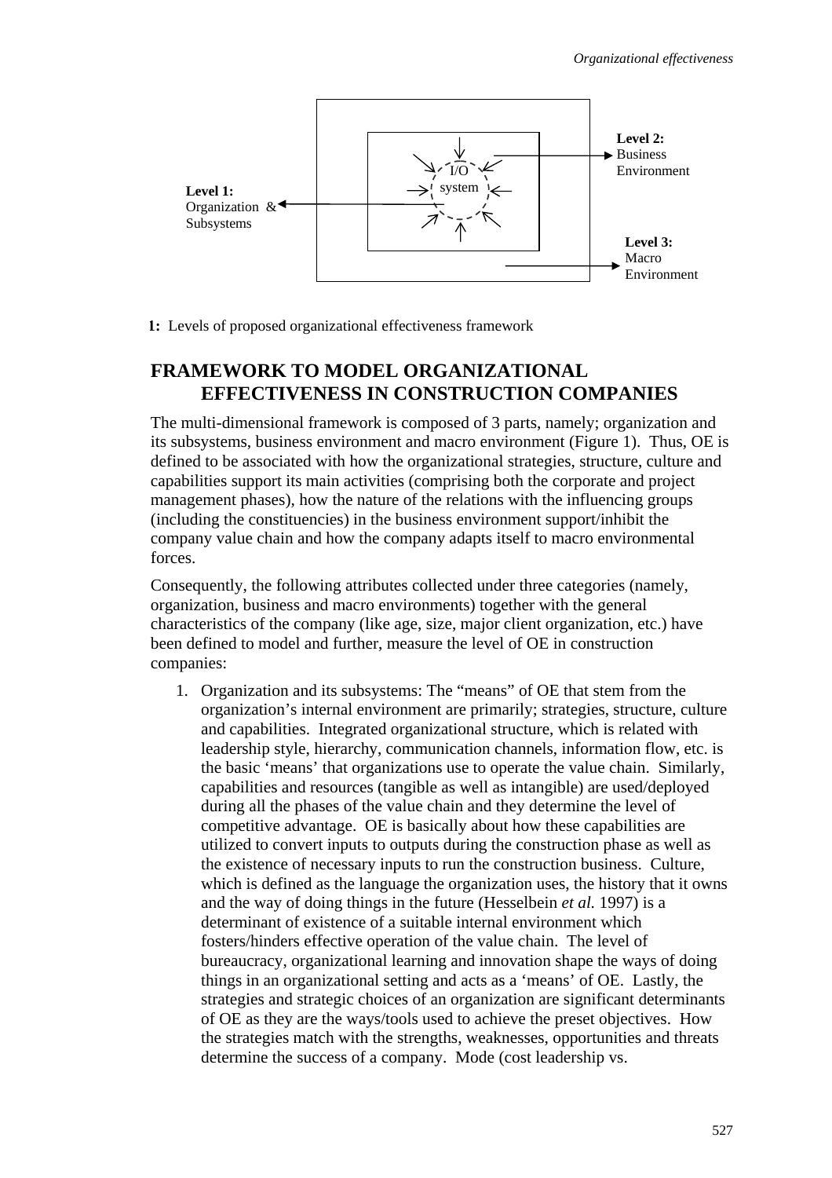Level 2: Business Environment

I/O system

Level 1: Organization & Subsystems

Level 3: Macro Environment

1: Levels of proposed organizational effectiveness framework

## FRAMEWORK TO MODEL ORGANIZATIONAL EFFECTIVENESS IN CONSTRUCTION COMPANIES

The multi-dimensional framework is composed of 3 parts, namely; organization and its subsystems, business environment and macro environment (Figure 1). Thus, OE is defined to be associated with how the organizational strategies, structure, culture and capabilities support its main activities (comprising both the corporate and project management phases), how the nature of the relations with the influencing groups (including the constituencies) in the business environment support/inhibit the company value chain and how the company adapts itself to macro environmental forces.

Consequently, the following attributes collected under three categories (namely, organization, business and macro environments) together with the general characteristics of the company (like age, size, major client organization, etc.) have been defined to model and further, measure the level of OE in construction companies:

1. Organization and its subsystems: The "means" of OE that stem from the organization's internal environment are primarily; strategies, structure, culture and capabilities. Integrated organizational structure, which is related with leadership style, hierarchy, communication channels, information flow, etc. is the basic 'means' that organizations use to operate the value chain. Similarly, capabilities and resources (tangible as well as intangible) are used/deployed during all the phases of the value chain and they determine the level of competitive advantage. OE is basically about how these capabilities are utilized to convert inputs to outputs during the construction phase as well as the existence of necessary inputs to run the construction business. Culture, which is defined as the language the organization uses, the history that it owns and the way of doing things in the future (Hesselbein *et al.* 1997) is a determinant of existence of a suitable internal environment which fosters/hinders effective operation of the value chain. The level of bureaucracy, organizational learning and innovation shape the ways of doing things in an organizational setting and acts as a 'means' of OE. Lastly, the strategies and strategic choices of an organization are significant determinants of OE as they are the ways/tools used to achieve the preset objectives. How the strategies match with the strengths, weaknesses, opportunities and threats determine the success of a company. Mode (cost leadership vs.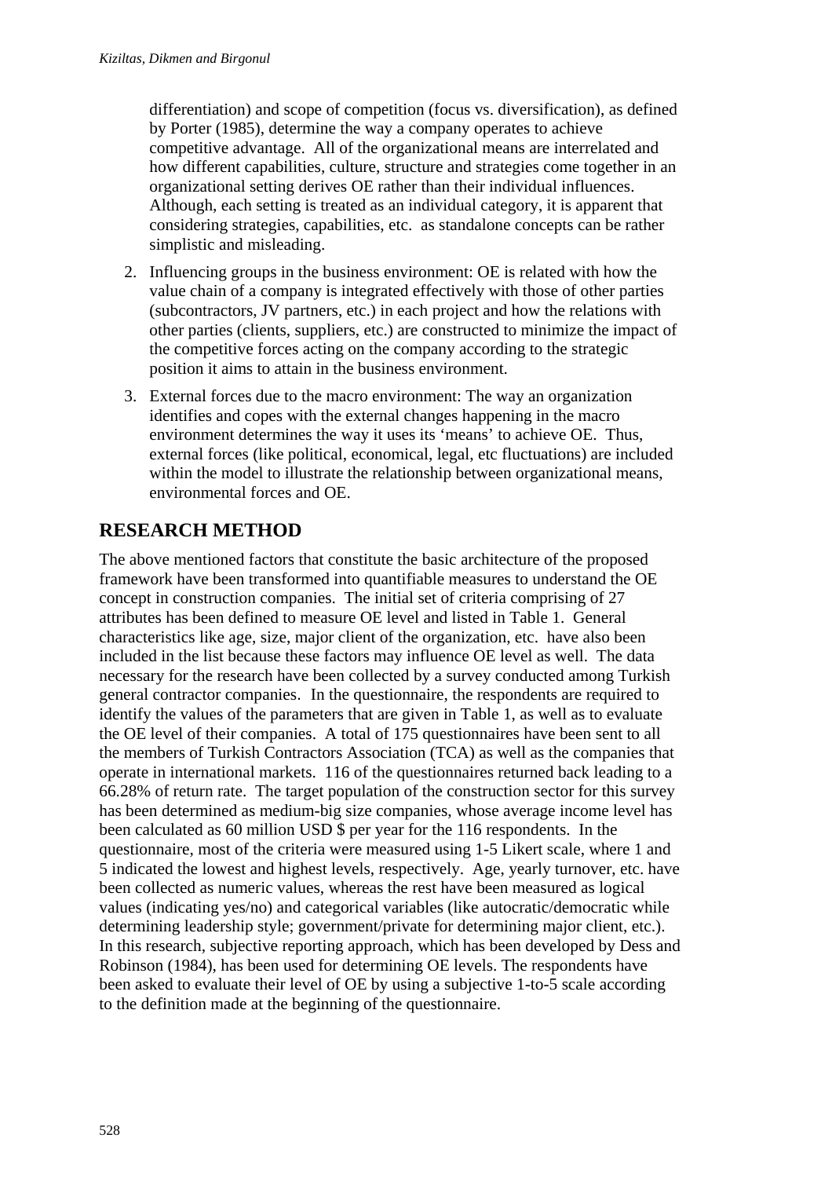differentiation) and scope of competition (focus vs. diversification), as defined by Porter (1985), determine the way a company operates to achieve competitive advantage. All of the organizational means are interrelated and how different capabilities, culture, structure and strategies come together in an organizational setting derives OE rather than their individual influences. Although, each setting is treated as an individual category, it is apparent that considering strategies, capabilities, etc. as standalone concepts can be rather simplistic and misleading.

2. Influencing groups in the business environment: OE is related with how the value chain of a company is integrated effectively with those of other parties (subcontractors, JV partners, etc.) in each project and how the relations with other parties (clients, suppliers, etc.) are constructed to minimize the impact of the competitive forces acting on the company according to the strategic position it aims to attain in the business environment.
3. External forces due to the macro environment: The way an organization identifies and copes with the external changes happening in the macro environment determines the way it uses its 'means' to achieve OE. Thus, external forces (like political, economical, legal, etc fluctuations) are included within the model to illustrate the relationship between organizational means, environmental forces and OE.

## RESEARCH METHOD

The above mentioned factors that constitute the basic architecture of the proposed framework have been transformed into quantifiable measures to understand the OE concept in construction companies. The initial set of criteria comprising of 27 attributes has been defined to measure OE level and listed in Table 1. General characteristics like age, size, major client of the organization, etc. have also been included in the list because these factors may influence OE level as well. The data necessary for the research have been collected by a survey conducted among Turkish general contractor companies. In the questionnaire, the respondents are required to identify the values of the parameters that are given in Table 1, as well as to evaluate the OE level of their companies. A total of 175 questionnaires have been sent to all the members of Turkish Contractors Association (TCA) as well as the companies that operate in international markets. 116 of the questionnaires returned back leading to a 66.28% of return rate. The target population of the construction sector for this survey has been determined as medium-big size companies, whose average income level has been calculated as 60 million USD $ per year for the 116 respondents. In the questionnaire, most of the criteria were measured using 1-5 Likert scale, where 1 and 5 indicated the lowest and highest levels, respectively. Age, yearly turnover, etc. have been collected as numeric values, whereas the rest have been measured as logical values (indicating yes/no) and categorical variables (like autocratic/democratic while determining leadership style; government/private for determining major client, etc.). In this research, subjective reporting approach, which has been developed by Dess and Robinson (1984), has been used for determining OE levels. The respondents have been asked to evaluate their level of OE by using a subjective 1-to-5 scale according to the definition made at the beginning of the questionnaire.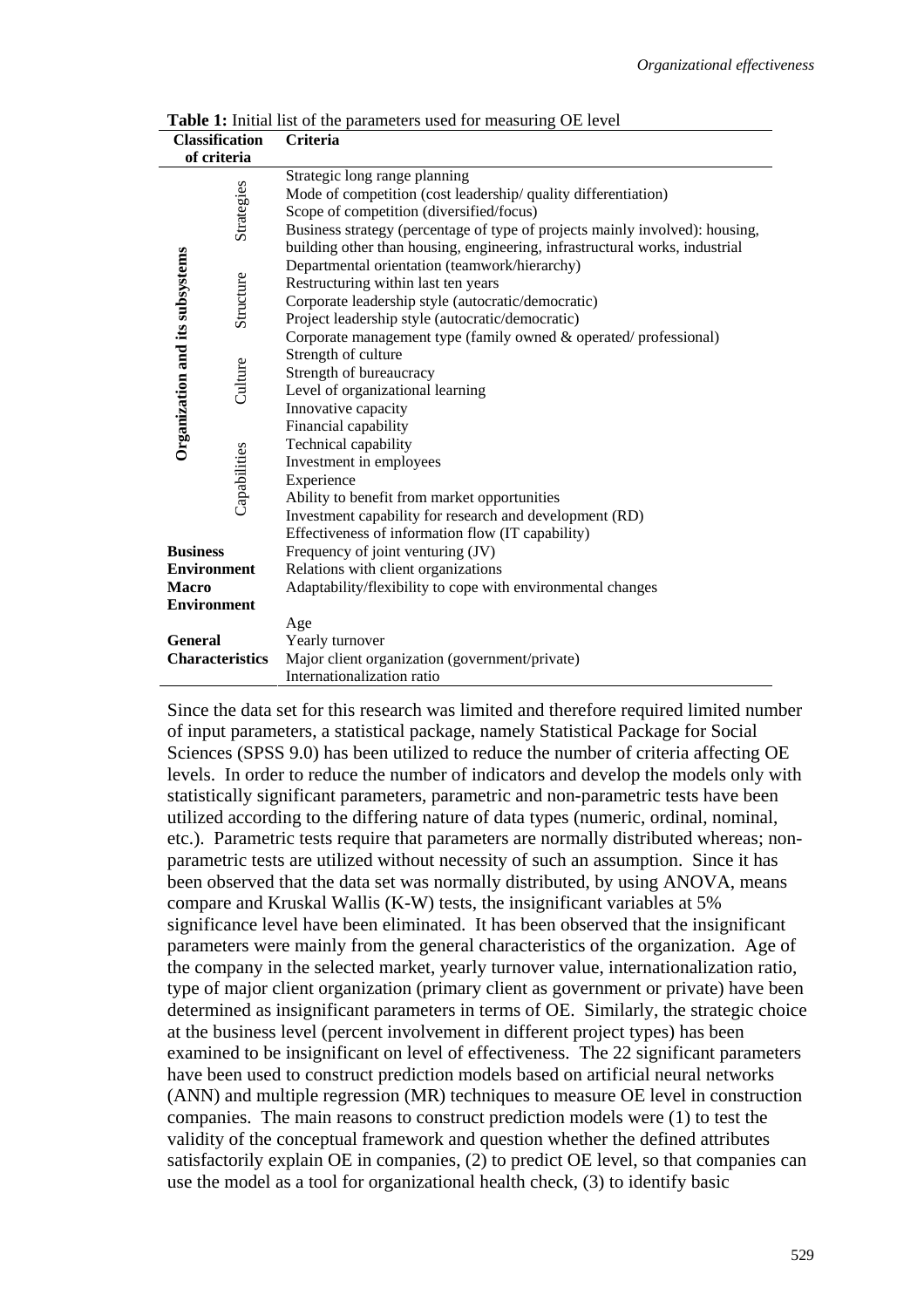**Table 1:** Initial list of the parameters used for measuring OE level

| Classification of criteria | | Criteria |
|---|---|---|
| Organization and its subsystems | Strategies | Strategic long range planning |
| | | Mode of competition (cost leadership/ quality differentiation) |
| | | Scope of competition (diversified/focus) |
| | | Business strategy (percentage of type of projects mainly involved): housing, building other than housing, engineering, infrastructural works, industrial |
| | Structure | Departmental orientation (teamwork/hierarchy) |
| | | Restructuring within last ten years |
| | | Corporate leadership style (autocratic/democratic) |
| | | Project leadership style (autocratic/democratic) |
| | | Corporate management type (family owned & operated/ professional) |
| | Culture | Strength of culture |
| | | Strength of bureaucracy |
| | | Level of organizational learning |
| | | Innovative capacity |
| | Capabilities | Financial capability |
| | | Technical capability |
| | | Investment in employees |
| | | Experience |
| | | Ability to benefit from market opportunities |
| | | Investment capability for research and development (RD) |
| | | Effectiveness of information flow (IT capability) |
| **Business Environment** | | Frequency of joint venturing (JV) |
| | | Relations with client organizations |
| **Macro Environment** | | Adaptability/flexibility to cope with environmental changes |
| **General Characteristics** | | Age |
| | | Yearly turnover |
| | | Major client organization (government/private) |
| | | Internationalization ratio |

Since the data set for this research was limited and therefore required limited number of input parameters, a statistical package, namely Statistical Package for Social Sciences (SPSS 9.0) has been utilized to reduce the number of criteria affecting OE levels. In order to reduce the number of indicators and develop the models only with statistically significant parameters, parametric and non-parametric tests have been utilized according to the differing nature of data types (numeric, ordinal, nominal, etc.). Parametric tests require that parameters are normally distributed whereas; non-parametric tests are utilized without necessity of such an assumption. Since it has been observed that the data set was normally distributed, by using ANOVA, means compare and Kruskal Wallis (K-W) tests, the insignificant variables at 5% significance level have been eliminated. It has been observed that the insignificant parameters were mainly from the general characteristics of the organization. Age of the company in the selected market, yearly turnover value, internationalization ratio, type of major client organization (primary client as government or private) have been determined as insignificant parameters in terms of OE. Similarly, the strategic choice at the business level (percent involvement in different project types) has been examined to be insignificant on level of effectiveness. The 22 significant parameters have been used to construct prediction models based on artificial neural networks (ANN) and multiple regression (MR) techniques to measure OE level in construction companies. The main reasons to construct prediction models were (1) to test the validity of the conceptual framework and question whether the defined attributes satisfactorily explain OE in companies, (2) to predict OE level, so that companies can use the model as a tool for organizational health check, (3) to identify basic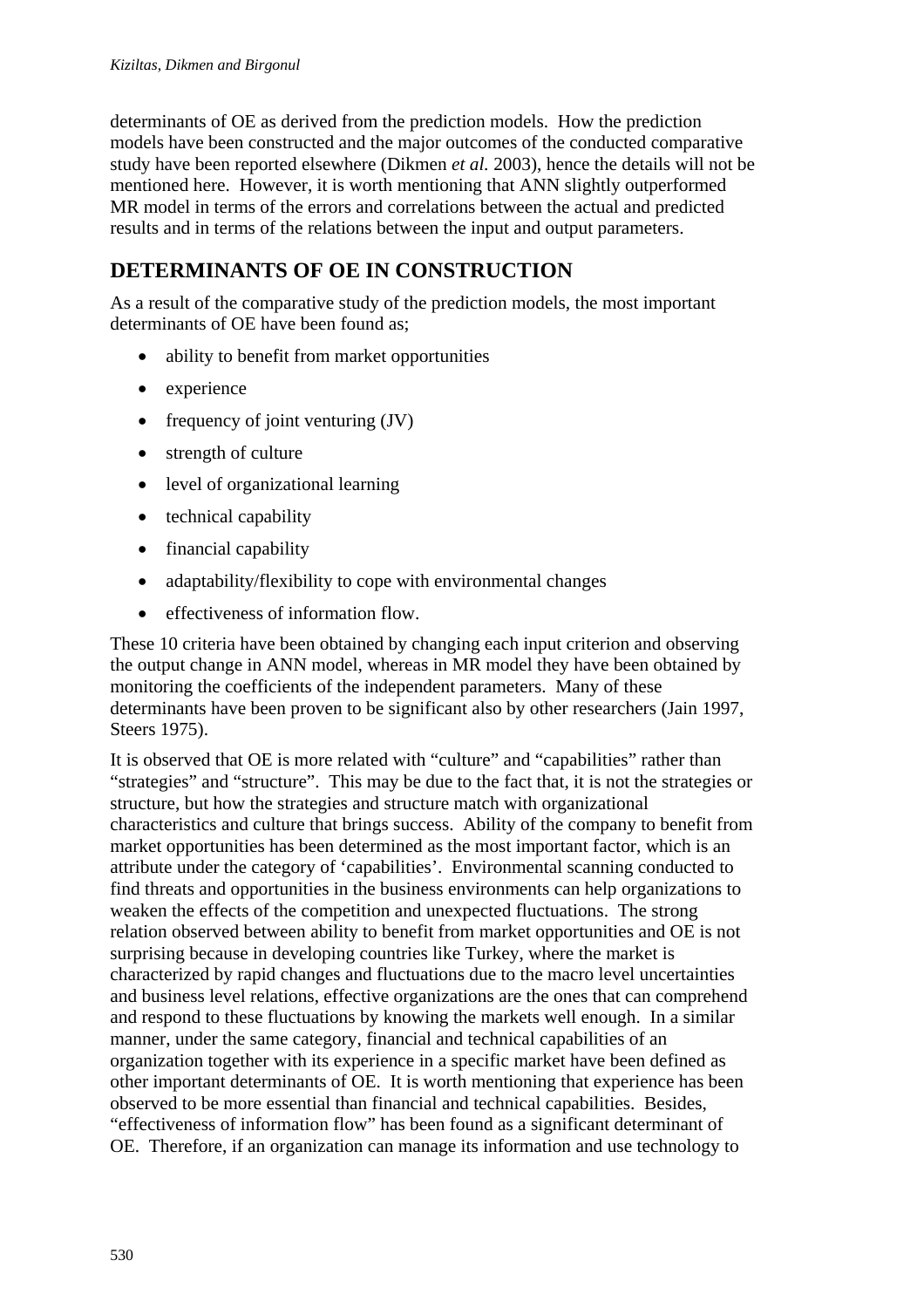determinants of OE as derived from the prediction models. How the prediction models have been constructed and the major outcomes of the conducted comparative study have been reported elsewhere (Dikmen *et al.* 2003), hence the details will not be mentioned here. However, it is worth mentioning that ANN slightly outperformed MR model in terms of the errors and correlations between the actual and predicted results and in terms of the relations between the input and output parameters.

## DETERMINANTS OF OE IN CONSTRUCTION

As a result of the comparative study of the prediction models, the most important determinants of OE have been found as;

- ability to benefit from market opportunities
- experience
- frequency of joint venturing (JV)
- strength of culture
- level of organizational learning
- technical capability
- financial capability
- adaptability/flexibility to cope with environmental changes
- effectiveness of information flow.

These 10 criteria have been obtained by changing each input criterion and observing the output change in ANN model, whereas in MR model they have been obtained by monitoring the coefficients of the independent parameters. Many of these determinants have been proven to be significant also by other researchers (Jain 1997, Steers 1975).

It is observed that OE is more related with "culture" and "capabilities" rather than "strategies" and "structure". This may be due to the fact that, it is not the strategies or structure, but how the strategies and structure match with organizational characteristics and culture that brings success. Ability of the company to benefit from market opportunities has been determined as the most important factor, which is an attribute under the category of 'capabilities'. Environmental scanning conducted to find threats and opportunities in the business environments can help organizations to weaken the effects of the competition and unexpected fluctuations. The strong relation observed between ability to benefit from market opportunities and OE is not surprising because in developing countries like Turkey, where the market is characterized by rapid changes and fluctuations due to the macro level uncertainties and business level relations, effective organizations are the ones that can comprehend and respond to these fluctuations by knowing the markets well enough. In a similar manner, under the same category, financial and technical capabilities of an organization together with its experience in a specific market have been defined as other important determinants of OE. It is worth mentioning that experience has been observed to be more essential than financial and technical capabilities. Besides, "effectiveness of information flow" has been found as a significant determinant of OE. Therefore, if an organization can manage its information and use technology to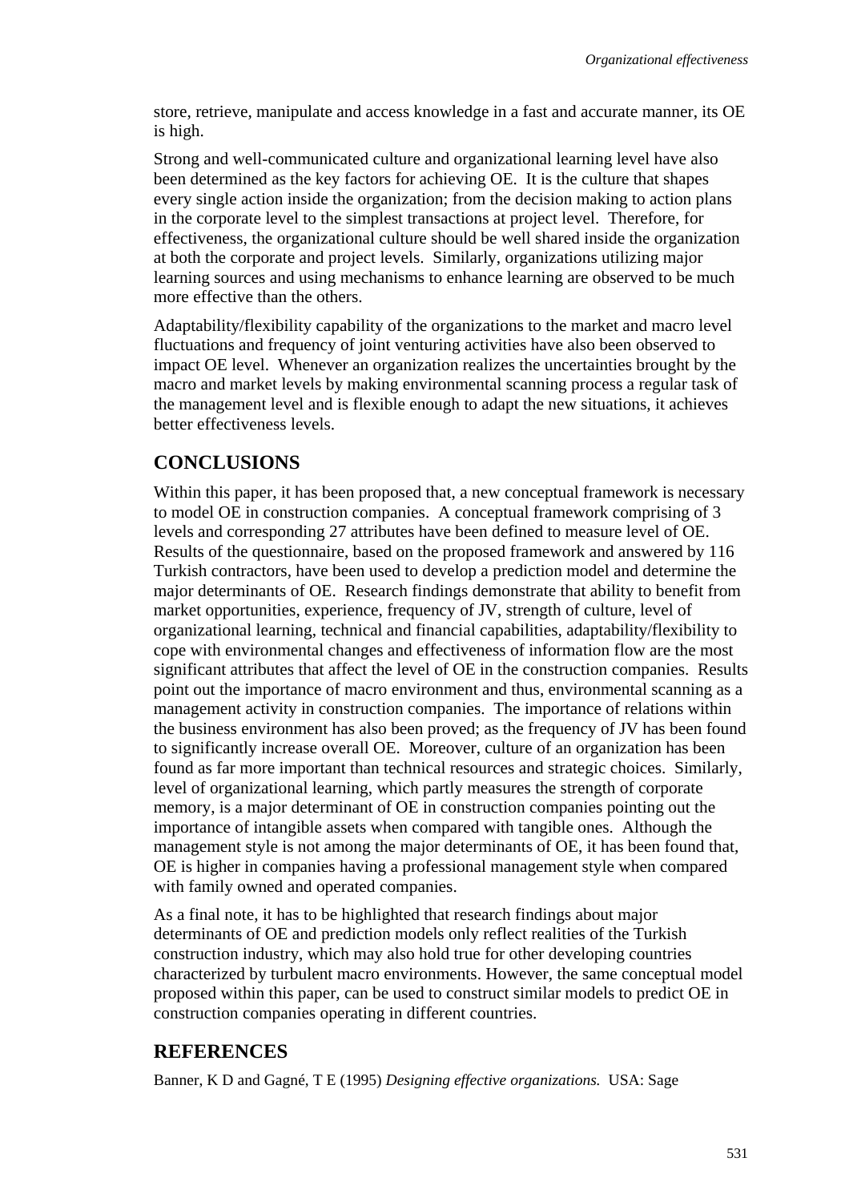store, retrieve, manipulate and access knowledge in a fast and accurate manner, its OE is high.

Strong and well-communicated culture and organizational learning level have also been determined as the key factors for achieving OE. It is the culture that shapes every single action inside the organization; from the decision making to action plans in the corporate level to the simplest transactions at project level. Therefore, for effectiveness, the organizational culture should be well shared inside the organization at both the corporate and project levels. Similarly, organizations utilizing major learning sources and using mechanisms to enhance learning are observed to be much more effective than the others.

Adaptability/flexibility capability of the organizations to the market and macro level fluctuations and frequency of joint venturing activities have also been observed to impact OE level. Whenever an organization realizes the uncertainties brought by the macro and market levels by making environmental scanning process a regular task of the management level and is flexible enough to adapt the new situations, it achieves better effectiveness levels.

## CONCLUSIONS

Within this paper, it has been proposed that, a new conceptual framework is necessary to model OE in construction companies. A conceptual framework comprising of 3 levels and corresponding 27 attributes have been defined to measure level of OE. Results of the questionnaire, based on the proposed framework and answered by 116 Turkish contractors, have been used to develop a prediction model and determine the major determinants of OE. Research findings demonstrate that ability to benefit from market opportunities, experience, frequency of JV, strength of culture, level of organizational learning, technical and financial capabilities, adaptability/flexibility to cope with environmental changes and effectiveness of information flow are the most significant attributes that affect the level of OE in the construction companies. Results point out the importance of macro environment and thus, environmental scanning as a management activity in construction companies. The importance of relations within the business environment has also been proved; as the frequency of JV has been found to significantly increase overall OE. Moreover, culture of an organization has been found as far more important than technical resources and strategic choices. Similarly, level of organizational learning, which partly measures the strength of corporate memory, is a major determinant of OE in construction companies pointing out the importance of intangible assets when compared with tangible ones. Although the management style is not among the major determinants of OE, it has been found that, OE is higher in companies having a professional management style when compared with family owned and operated companies.

As a final note, it has to be highlighted that research findings about major determinants of OE and prediction models only reflect realities of the Turkish construction industry, which may also hold true for other developing countries characterized by turbulent macro environments. However, the same conceptual model proposed within this paper, can be used to construct similar models to predict OE in construction companies operating in different countries.

## REFERENCES

Banner, K D and Gagné, T E (1995) *Designing effective organizations.* USA: Sage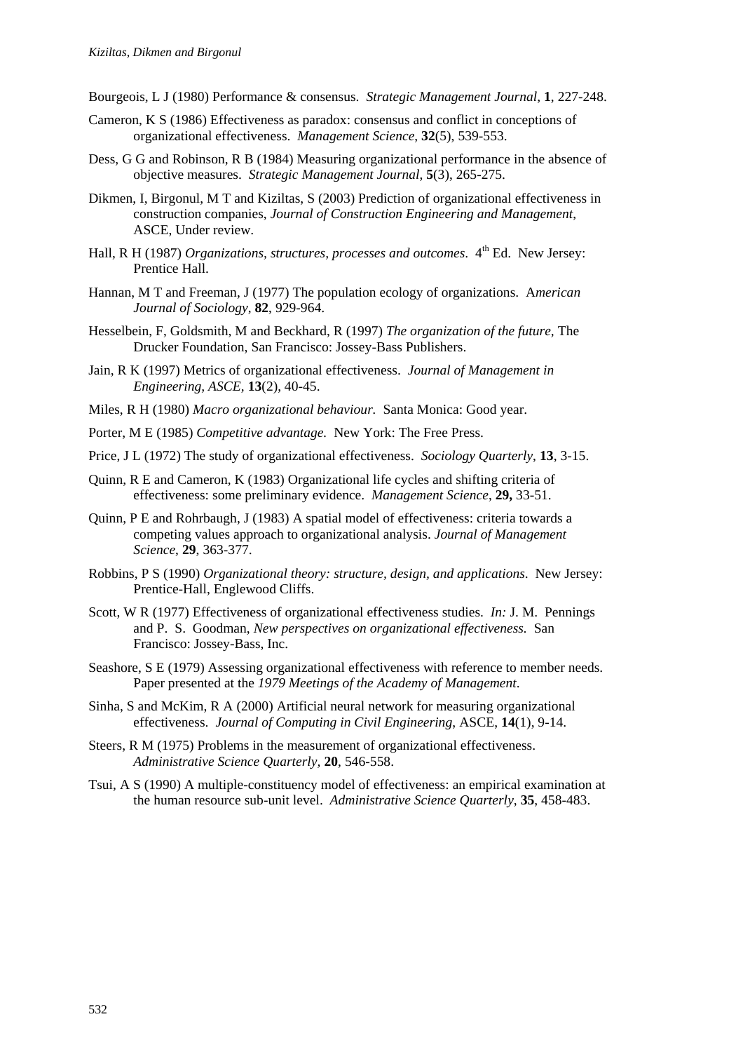Bourgeois, L J (1980) Performance & consensus. *Strategic Management Journal*, **1**, 227-248.

Cameron, K S (1986) Effectiveness as paradox: consensus and conflict in conceptions of organizational effectiveness. *Management Science*, **32**(5), 539-553.

Dess, G G and Robinson, R B (1984) Measuring organizational performance in the absence of objective measures. *Strategic Management Journal*, **5**(3), 265-275.

Dikmen, I, Birgonul, M T and Kiziltas, S (2003) Prediction of organizational effectiveness in construction companies, *Journal of Construction Engineering and Management*, ASCE, Under review.

Hall, R H (1987) *Organizations, structures, processes and outcomes*. 4th Ed. New Jersey: Prentice Hall.

Hannan, M T and Freeman, J (1977) The population ecology of organizations. A*merican Journal of Sociology*, **82**, 929-964.

Hesselbein, F, Goldsmith, M and Beckhard, R (1997) *The organization of the future*, The Drucker Foundation, San Francisco: Jossey-Bass Publishers.

Jain, R K (1997) Metrics of organizational effectiveness. *Journal of Management in Engineering, ASCE*, **13**(2), 40-45.

Miles, R H (1980) *Macro organizational behaviour.* Santa Monica: Good year.

Porter, M E (1985) *Competitive advantage.* New York: The Free Press.

Price, J L (1972) The study of organizational effectiveness. *Sociology Quarterly*, **13**, 3-15.

Quinn, R E and Cameron, K (1983) Organizational life cycles and shifting criteria of effectiveness: some preliminary evidence. *Management Science*, **29,** 33-51.

Quinn, P E and Rohrbaugh, J (1983) A spatial model of effectiveness: criteria towards a competing values approach to organizational analysis. *Journal of Management Science*, **29**, 363-377.

Robbins, P S (1990) *Organizational theory: structure, design, and applications.* New Jersey: Prentice-Hall, Englewood Cliffs.

Scott, W R (1977) Effectiveness of organizational effectiveness studies. *In:* J. M. Pennings and P. S. Goodman, *New perspectives on organizational effectiveness.* San Francisco: Jossey-Bass, Inc.

Seashore, S E (1979) Assessing organizational effectiveness with reference to member needs. Paper presented at the *1979 Meetings of the Academy of Management*.

Sinha, S and McKim, R A (2000) Artificial neural network for measuring organizational effectiveness. *Journal of Computing in Civil Engineering*, ASCE, **14**(1), 9-14.

Steers, R M (1975) Problems in the measurement of organizational effectiveness. *Administrative Science Quarterly,* **20**, 546-558.

Tsui, A S (1990) A multiple-constituency model of effectiveness: an empirical examination at the human resource sub-unit level. *Administrative Science Quarterly*, **35**, 458-483.